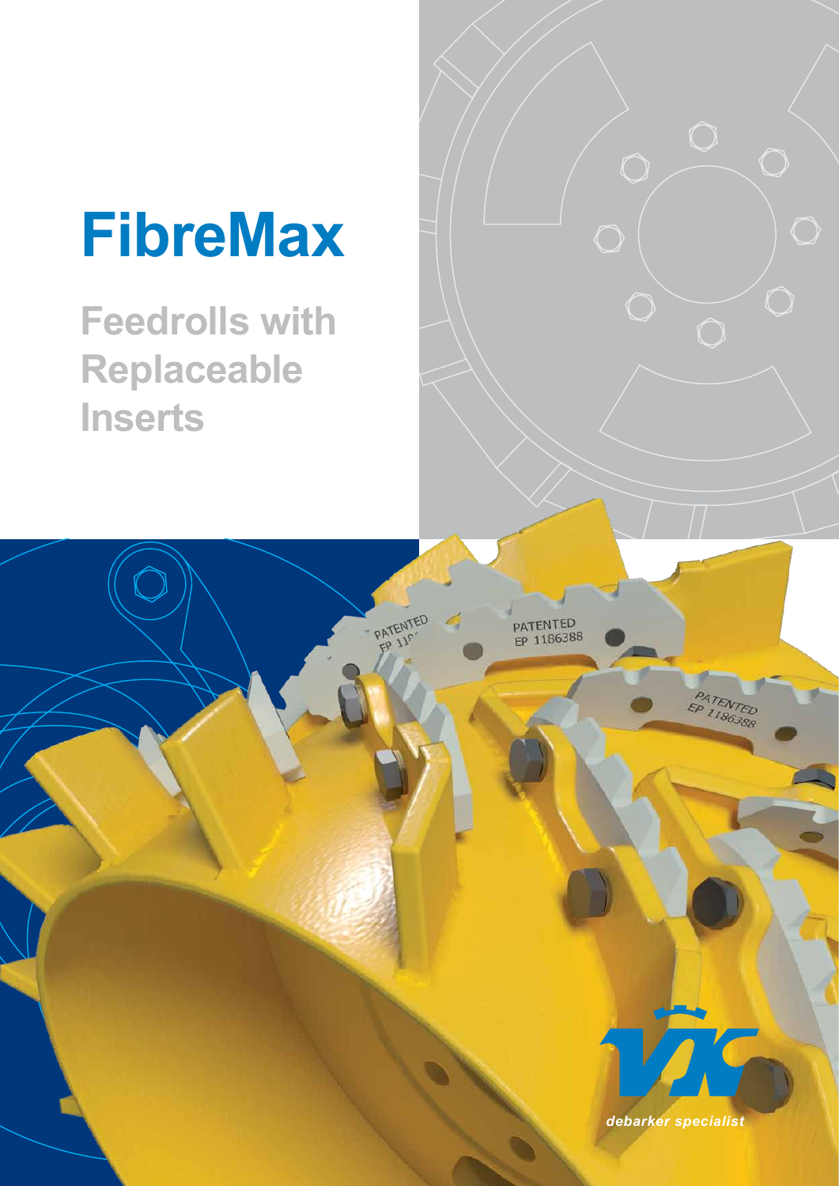# FibreMax

## Feedrolls with Replaceable Inserts

PATENTED EP 1186388

PATENTED EP 1186388

*debarker specialist*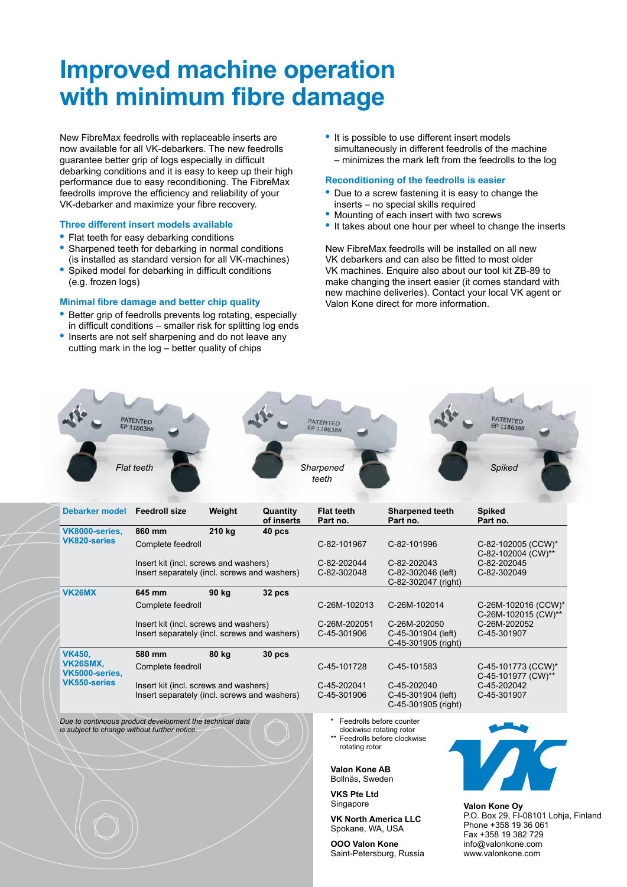# Improved machine operation with minimum fibre damage

New FibreMax feedrolls with replaceable inserts are now available for all VK-debarkers. The new feedrolls guarantee better grip of logs especially in difficult debarking conditions and it is easy to keep up their high performance due to easy reconditioning. The FibreMax feedrolls improve the efficiency and reliability of your VK-debarker and maximize your fibre recovery.

### Three different insert models available

- Flat teeth for easy debarking conditions
- Sharpened teeth for debarking in normal conditions (is installed as standard version for all VK-machines)
- Spiked model for debarking in difficult conditions (e.g. frozen logs)

### Minimal fibre damage and better chip quality

- Better grip of feedrolls prevents log rotating, especially in difficult conditions – smaller risk for splitting log ends
- Inserts are not self sharpening and do not leave any cutting mark in the log – better quality of chips
- It is possible to use different insert models simultaneously in different feedrolls of the machine – minimizes the mark left from the feedrolls to the log

### Reconditioning of the feedrolls is easier

- Due to a screw fastening it is easy to change the inserts – no special skills required
- Mounting of each insert with two screws
- It takes about one hour per wheel to change the inserts

New FibreMax feedrolls will be installed on all new VK debarkers and can also be fitted to most older VK machines. Enquire also about our tool kit ZB-89 to make changing the insert easier (it comes standard with new machine deliveries). Contact your local VK agent or Valon Kone direct for more information.

PATENTED EP 1186388 — *Flat teeth*

PATENTED EP 1186388 — *Sharpened teeth*

PATENTED EP 1186388 — *Spiked*

| Debarker model | Feedroll size | Weight | Quantity of inserts | Flat teeth Part no. | Sharpened teeth Part no. | Spiked Part no. |
|---|---|---|---|---|---|---|
| **VK8000-series, VK820-series** | **860 mm** | **210 kg** | **40 pcs** | | | |
| | Complete feedroll | | | C-82-101967 | C-82-101996 | C-82-102005 (CCW)*<br>C-82-102004 (CW)** |
| | Insert kit (incl. screws and washers) | | | C-82-202044 | C-82-202043 | C-82-202045 |
| | Insert separately (incl. screws and washers) | | | C-82-302048 | C-82-302046 (left)<br>C-82-302047 (right) | C-82-302049 |
| **VK26MX** | **645 mm** | **90 kg** | **32 pcs** | | | |
| | Complete feedroll | | | C-26M-102013 | C-26M-102014 | C-26M-102016 (CCW)*<br>C-26M-102015 (CW)** |
| | Insert kit (incl. screws and washers) | | | C-26M-202051 | C-26M-202050 | C-26M-202052 |
| | Insert separately (incl. screws and washers) | | | C-45-301906 | C-45-301904 (left)<br>C-45-301905 (right) | C-45-301907 |
| **VK450, VK26SMX, VK5000-series, VK550-series** | **580 mm** | **80 kg** | **30 pcs** | | | |
| | Complete feedroll | | | C-45-101728 | C-45-101583 | C-45-101773 (CCW)*<br>C-45-101977 (CW)** |
| | Insert kit (incl. screws and washers) | | | C-45-202041 | C-45-202040 | C-45-202042 |
| | Insert separately (incl. screws and washers) | | | C-45-301906 | C-45-301904 (left)<br>C-45-301905 (right) | C-45-301907 |

*Due to continuous product development the technical data is subject to change without further notice.*

\* Feedrolls before counter clockwise rotating rotor
** Feedrolls before clockwise rotating rotor

**Valon Kone AB**
Bollnäs, Sweden

**VKS Pte Ltd**
Singapore

**VK North America LLC**
Spokane, WA, USA

**OOO Valon Kone**
Saint-Petersburg, Russia

**Valon Kone Oy**
P.O. Box 29, FI-08101 Lohja, Finland
Phone +358 19 36 061
Fax +358 19 382 729
info@valonkone.com
www.valonkone.com